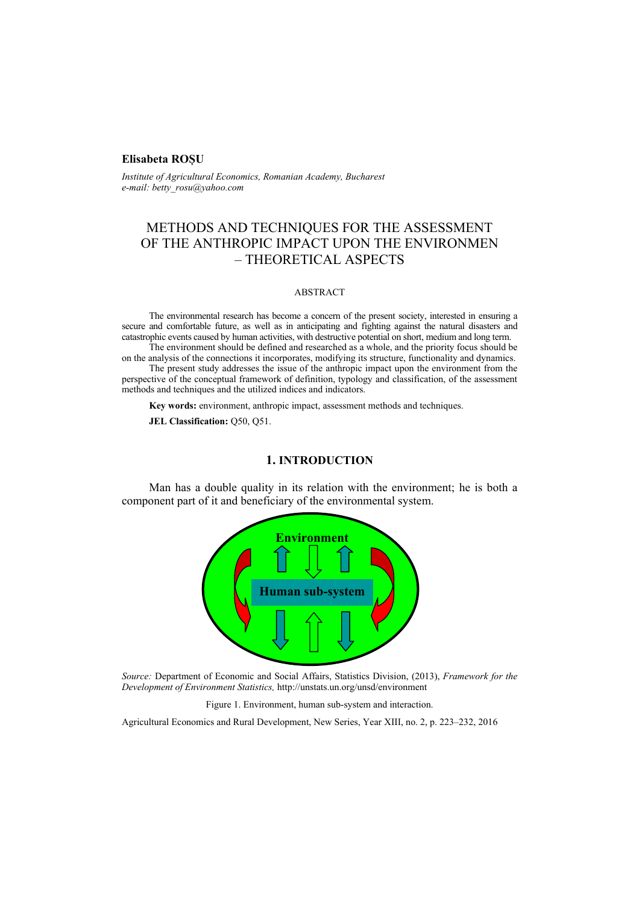**Elisabeta ROȘU**

*Institute of Agricultural Economics, Romanian Academy, Bucharest*
*e-mail: betty_rosu@yahoo.com*

# METHODS AND TECHNIQUES FOR THE ASSESSMENT OF THE ANTHROPIC IMPACT UPON THE ENVIRONMEN – THEORETICAL ASPECTS

## ABSTRACT

The environmental research has become a concern of the present society, interested in ensuring a secure and comfortable future, as well as in anticipating and fighting against the natural disasters and catastrophic events caused by human activities, with destructive potential on short, medium and long term.

The environment should be defined and researched as a whole, and the priority focus should be on the analysis of the connections it incorporates, modifying its structure, functionality and dynamics.

The present study addresses the issue of the anthropic impact upon the environment from the perspective of the conceptual framework of definition, typology and classification, of the assessment methods and techniques and the utilized indices and indicators.

**Key words:** environment, anthropic impact, assessment methods and techniques.

**JEL Classification:** Q50, Q51.

## 1. INTRODUCTION

Man has a double quality in its relation with the environment; he is both a component part of it and beneficiary of the environmental system.

*Source:* Department of Economic and Social Affairs, Statistics Division, (2013), *Framework for the Development of Environment Statistics,* http://unstats.un.org/unsd/environment

Figure 1. Environment, human sub-system and interaction.

Agricultural Economics and Rural Development, New Series, Year XIII, no. 2, p. 223–232, 2016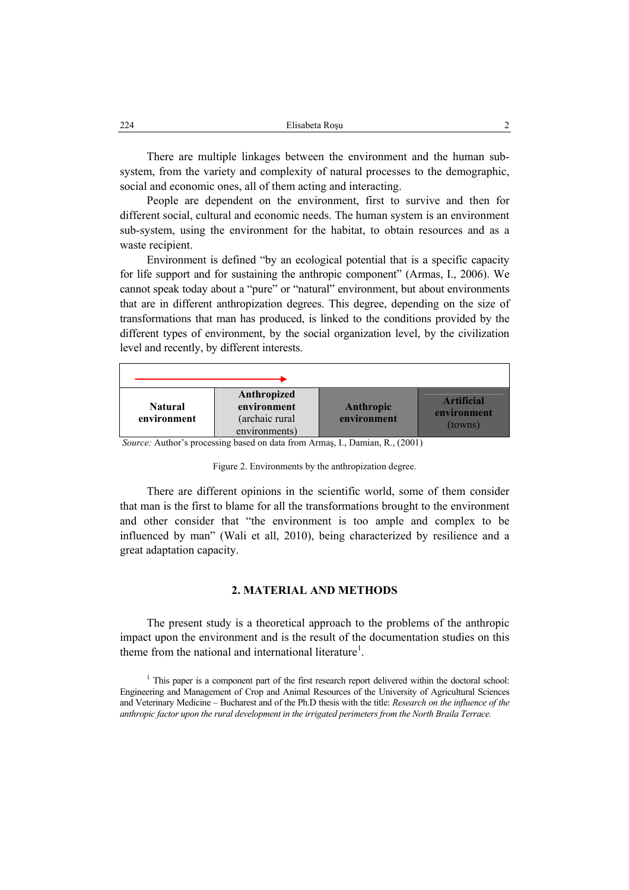There are multiple linkages between the environment and the human sub-system, from the variety and complexity of natural processes to the demographic, social and economic ones, all of them acting and interacting.

People are dependent on the environment, first to survive and then for different social, cultural and economic needs. The human system is an environment sub-system, using the environment for the habitat, to obtain resources and as a waste recipient.

Environment is defined "by an ecological potential that is a specific capacity for life support and for sustaining the anthropic component" (Armas, I., 2006). We cannot speak today about a "pure" or "natural" environment, but about environments that are in different anthropization degrees. This degree, depending on the size of transformations that man has produced, is linked to the conditions provided by the different types of environment, by the social organization level, by the civilization level and recently, by different interests.

| **Natural environment** | **Anthropized environment** (archaic rural environments) | **Anthropic environment** | **Artificial environment** (towns) |
|---|---|---|---|

*Source:* Author's processing based on data from Armaş, I., Damian, R., (2001)

Figure 2. Environments by the anthropization degree.

There are different opinions in the scientific world, some of them consider that man is the first to blame for all the transformations brought to the environment and other consider that "the environment is too ample and complex to be influenced by man" (Wali et all, 2010), being characterized by resilience and a great adaptation capacity.

## 2. MATERIAL AND METHODS

The present study is a theoretical approach to the problems of the anthropic impact upon the environment and is the result of the documentation studies on this theme from the national and international literature[1].

[1] This paper is a component part of the first research report delivered within the doctoral school: Engineering and Management of Crop and Animal Resources of the University of Agricultural Sciences and Veterinary Medicine – Bucharest and of the Ph.D thesis with the title: *Research on the influence of the anthropic factor upon the rural development in the irrigated perimeters from the North Braila Terrace.*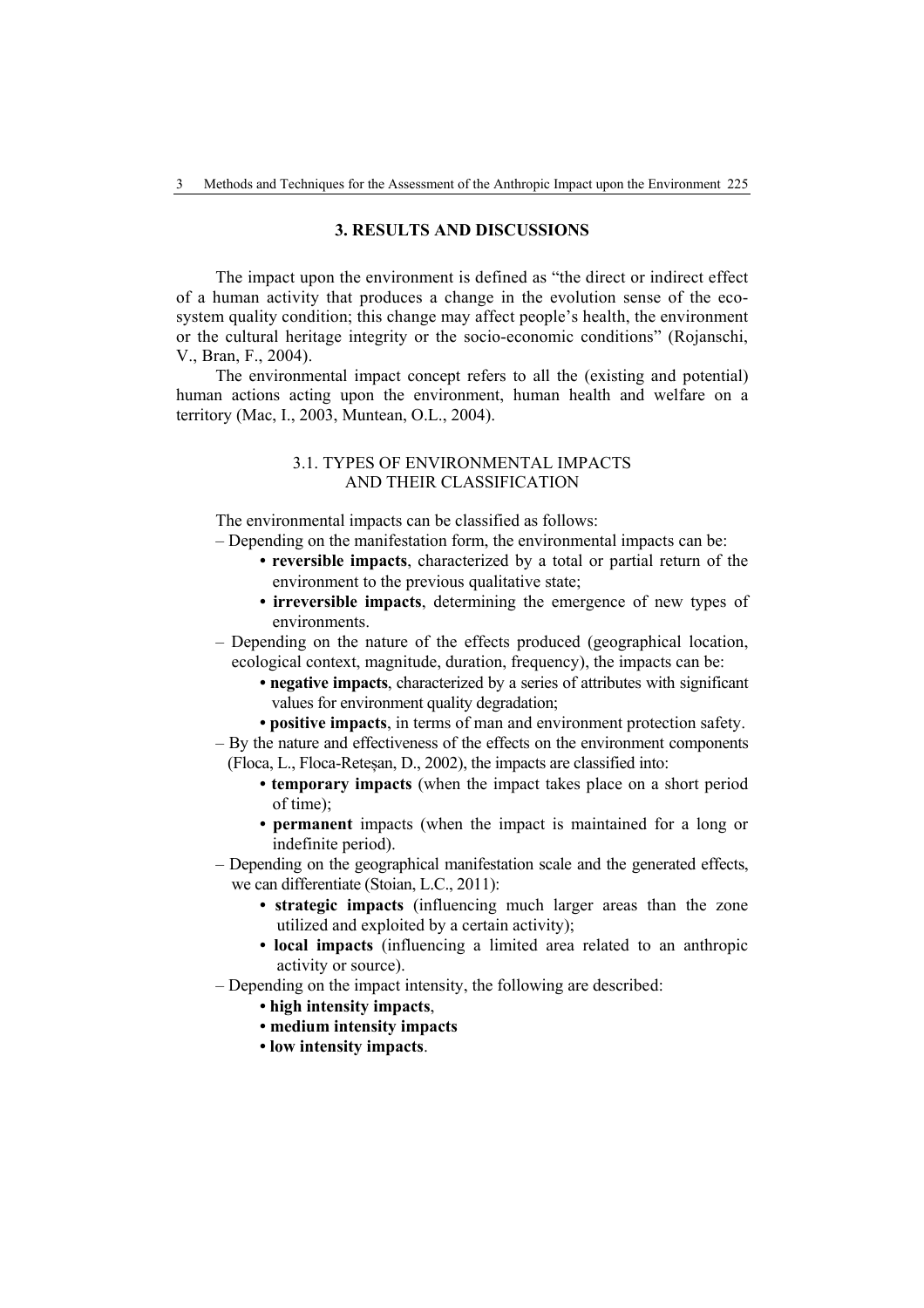## 3. RESULTS AND DISCUSSIONS

The impact upon the environment is defined as "the direct or indirect effect of a human activity that produces a change in the evolution sense of the eco-system quality condition; this change may affect people's health, the environment or the cultural heritage integrity or the socio-economic conditions" (Rojanschi, V., Bran, F., 2004).

The environmental impact concept refers to all the (existing and potential) human actions acting upon the environment, human health and welfare on a territory (Mac, I., 2003, Muntean, O.L., 2004).

### 3.1. TYPES OF ENVIRONMENTAL IMPACTS AND THEIR CLASSIFICATION

The environmental impacts can be classified as follows:

– Depending on the manifestation form, the environmental impacts can be:
  - **reversible impacts**, characterized by a total or partial return of the environment to the previous qualitative state;
  - **irreversible impacts**, determining the emergence of new types of environments.

– Depending on the nature of the effects produced (geographical location, ecological context, magnitude, duration, frequency), the impacts can be:
  - **negative impacts**, characterized by a series of attributes with significant values for environment quality degradation;
  - **positive impacts**, in terms of man and environment protection safety.

– By the nature and effectiveness of the effects on the environment components (Floca, L., Floca-Reteșan, D., 2002), the impacts are classified into:
  - **temporary impacts** (when the impact takes place on a short period of time);
  - **permanent** impacts (when the impact is maintained for a long or indefinite period).

– Depending on the geographical manifestation scale and the generated effects, we can differentiate (Stoian, L.C., 2011):
  - **strategic impacts** (influencing much larger areas than the zone utilized and exploited by a certain activity);
  - **local impacts** (influencing a limited area related to an anthropic activity or source).

– Depending on the impact intensity, the following are described:
  - **high intensity impacts**,
  - **medium intensity impacts**
  - **low intensity impacts**.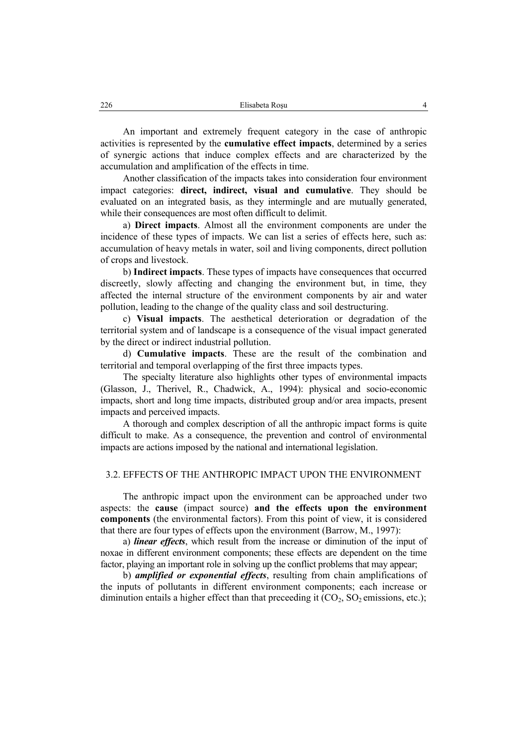An important and extremely frequent category in the case of anthropic activities is represented by the **cumulative effect impacts**, determined by a series of synergic actions that induce complex effects and are characterized by the accumulation and amplification of the effects in time.

Another classification of the impacts takes into consideration four environment impact categories: **direct, indirect, visual and cumulative**. They should be evaluated on an integrated basis, as they intermingle and are mutually generated, while their consequences are most often difficult to delimit.

a) **Direct impacts**. Almost all the environment components are under the incidence of these types of impacts. We can list a series of effects here, such as: accumulation of heavy metals in water, soil and living components, direct pollution of crops and livestock.

b) **Indirect impacts**. These types of impacts have consequences that occurred discreetly, slowly affecting and changing the environment but, in time, they affected the internal structure of the environment components by air and water pollution, leading to the change of the quality class and soil destructuring.

c) **Visual impacts**. The aesthetical deterioration or degradation of the territorial system and of landscape is a consequence of the visual impact generated by the direct or indirect industrial pollution.

d) **Cumulative impacts**. These are the result of the combination and territorial and temporal overlapping of the first three impacts types.

The specialty literature also highlights other types of environmental impacts (Glasson, J., Therivel, R., Chadwick, A., 1994): physical and socio-economic impacts, short and long time impacts, distributed group and/or area impacts, present impacts and perceived impacts.

A thorough and complex description of all the anthropic impact forms is quite difficult to make. As a consequence, the prevention and control of environmental impacts are actions imposed by the national and international legislation.

### 3.2. EFFECTS OF THE ANTHROPIC IMPACT UPON THE ENVIRONMENT

The anthropic impact upon the environment can be approached under two aspects: the **cause** (impact source) **and the effects upon the environment components** (the environmental factors). From this point of view, it is considered that there are four types of effects upon the environment (Barrow, M., 1997):

a) ***linear effects***, which result from the increase or diminution of the input of noxae in different environment components; these effects are dependent on the time factor, playing an important role in solving up the conflict problems that may appear;

b) ***amplified or exponential effects***, resulting from chain amplifications of the inputs of pollutants in different environment components; each increase or diminution entails a higher effect than that preceeding it ($CO_2$, $SO_2$ emissions, etc.);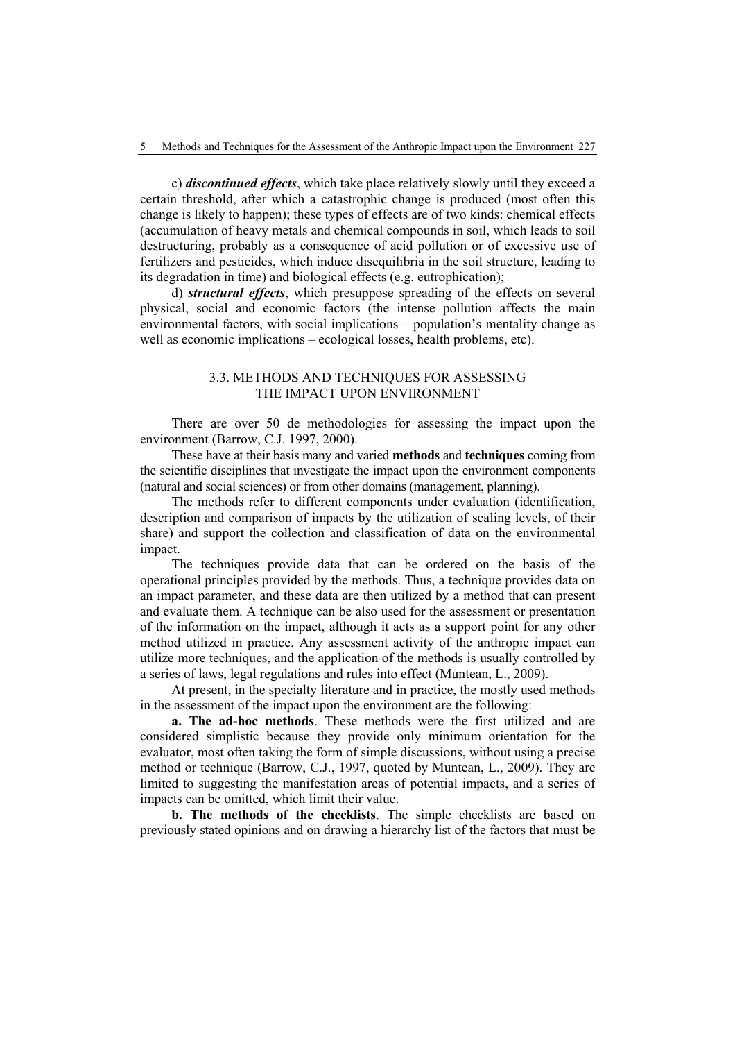c) ***discontinued effects***, which take place relatively slowly until they exceed a certain threshold, after which a catastrophic change is produced (most often this change is likely to happen); these types of effects are of two kinds: chemical effects (accumulation of heavy metals and chemical compounds in soil, which leads to soil destructuring, probably as a consequence of acid pollution or of excessive use of fertilizers and pesticides, which induce disequilibria in the soil structure, leading to its degradation in time) and biological effects (e.g. eutrophication);

d) ***structural effects***, which presuppose spreading of the effects on several physical, social and economic factors (the intense pollution affects the main environmental factors, with social implications – population's mentality change as well as economic implications – ecological losses, health problems, etc).

### 3.3. METHODS AND TECHNIQUES FOR ASSESSING THE IMPACT UPON ENVIRONMENT

There are over 50 de methodologies for assessing the impact upon the environment (Barrow, C.J. 1997, 2000).

These have at their basis many and varied **methods** and **techniques** coming from the scientific disciplines that investigate the impact upon the environment components (natural and social sciences) or from other domains (management, planning).

The methods refer to different components under evaluation (identification, description and comparison of impacts by the utilization of scaling levels, of their share) and support the collection and classification of data on the environmental impact.

The techniques provide data that can be ordered on the basis of the operational principles provided by the methods. Thus, a technique provides data on an impact parameter, and these data are then utilized by a method that can present and evaluate them. A technique can be also used for the assessment or presentation of the information on the impact, although it acts as a support point for any other method utilized in practice. Any assessment activity of the anthropic impact can utilize more techniques, and the application of the methods is usually controlled by a series of laws, legal regulations and rules into effect (Muntean, L., 2009).

At present, in the specialty literature and in practice, the mostly used methods in the assessment of the impact upon the environment are the following:

**a. The ad-hoc methods**. These methods were the first utilized and are considered simplistic because they provide only minimum orientation for the evaluator, most often taking the form of simple discussions, without using a precise method or technique (Barrow, C.J., 1997, quoted by Muntean, L., 2009). They are limited to suggesting the manifestation areas of potential impacts, and a series of impacts can be omitted, which limit their value.

**b. The methods of the checklists**. The simple checklists are based on previously stated opinions and on drawing a hierarchy list of the factors that must be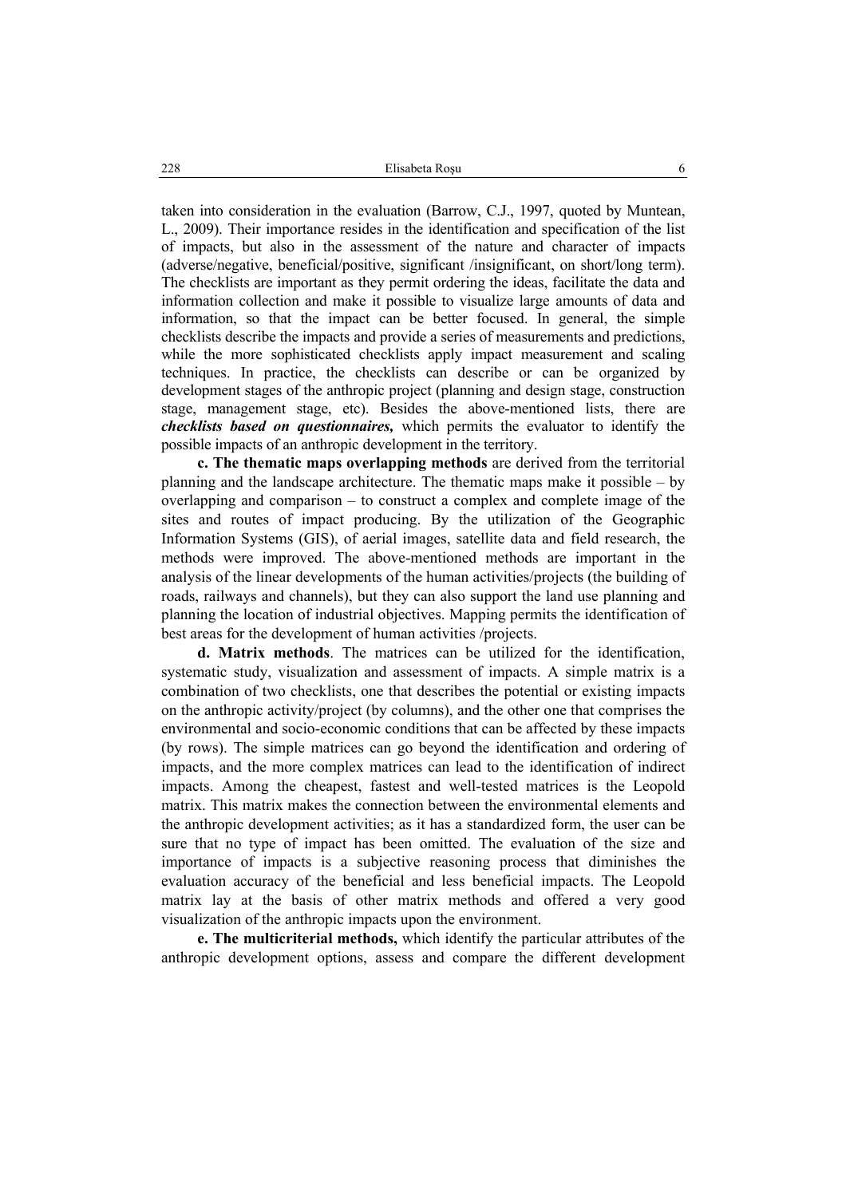taken into consideration in the evaluation (Barrow, C.J., 1997, quoted by Muntean, L., 2009). Their importance resides in the identification and specification of the list of impacts, but also in the assessment of the nature and character of impacts (adverse/negative, beneficial/positive, significant /insignificant, on short/long term). The checklists are important as they permit ordering the ideas, facilitate the data and information collection and make it possible to visualize large amounts of data and information, so that the impact can be better focused. In general, the simple checklists describe the impacts and provide a series of measurements and predictions, while the more sophisticated checklists apply impact measurement and scaling techniques. In practice, the checklists can describe or can be organized by development stages of the anthropic project (planning and design stage, construction stage, management stage, etc). Besides the above-mentioned lists, there are ***checklists based on questionnaires,*** which permits the evaluator to identify the possible impacts of an anthropic development in the territory.

**c. The thematic maps overlapping methods** are derived from the territorial planning and the landscape architecture. The thematic maps make it possible – by overlapping and comparison – to construct a complex and complete image of the sites and routes of impact producing. By the utilization of the Geographic Information Systems (GIS), of aerial images, satellite data and field research, the methods were improved. The above-mentioned methods are important in the analysis of the linear developments of the human activities/projects (the building of roads, railways and channels), but they can also support the land use planning and planning the location of industrial objectives. Mapping permits the identification of best areas for the development of human activities /projects.

**d. Matrix methods**. The matrices can be utilized for the identification, systematic study, visualization and assessment of impacts. A simple matrix is a combination of two checklists, one that describes the potential or existing impacts on the anthropic activity/project (by columns), and the other one that comprises the environmental and socio-economic conditions that can be affected by these impacts (by rows). The simple matrices can go beyond the identification and ordering of impacts, and the more complex matrices can lead to the identification of indirect impacts. Among the cheapest, fastest and well-tested matrices is the Leopold matrix. This matrix makes the connection between the environmental elements and the anthropic development activities; as it has a standardized form, the user can be sure that no type of impact has been omitted. The evaluation of the size and importance of impacts is a subjective reasoning process that diminishes the evaluation accuracy of the beneficial and less beneficial impacts. The Leopold matrix lay at the basis of other matrix methods and offered a very good visualization of the anthropic impacts upon the environment.

**e. The multicriterial methods,** which identify the particular attributes of the anthropic development options, assess and compare the different development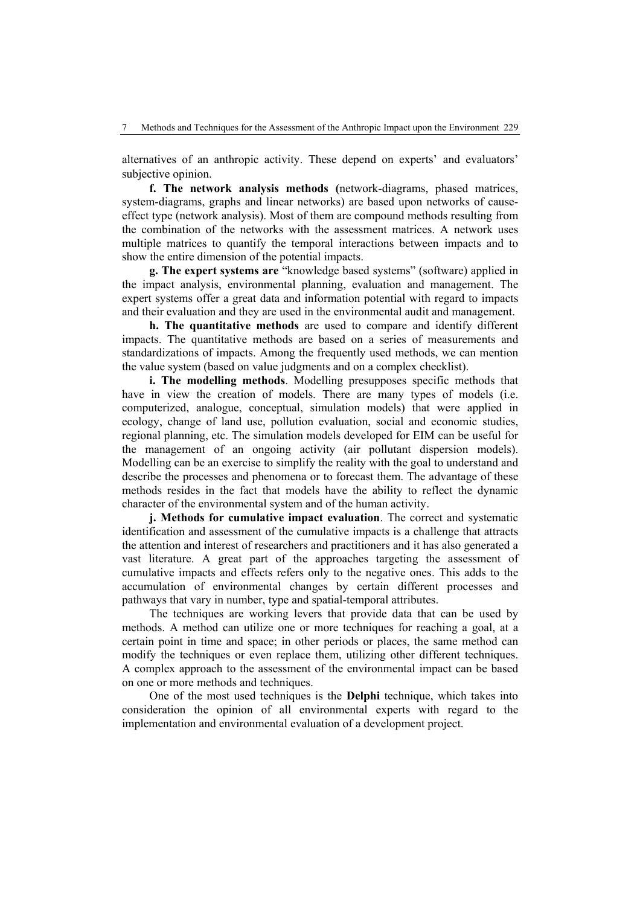alternatives of an anthropic activity. These depend on experts' and evaluators' subjective opinion.

**f. The network analysis methods (**network-diagrams, phased matrices, system-diagrams, graphs and linear networks) are based upon networks of cause-effect type (network analysis). Most of them are compound methods resulting from the combination of the networks with the assessment matrices. A network uses multiple matrices to quantify the temporal interactions between impacts and to show the entire dimension of the potential impacts.

**g. The expert systems are** "knowledge based systems" (software) applied in the impact analysis, environmental planning, evaluation and management. The expert systems offer a great data and information potential with regard to impacts and their evaluation and they are used in the environmental audit and management.

**h. The quantitative methods** are used to compare and identify different impacts. The quantitative methods are based on a series of measurements and standardizations of impacts. Among the frequently used methods, we can mention the value system (based on value judgments and on a complex checklist).

**i. The modelling methods**. Modelling presupposes specific methods that have in view the creation of models. There are many types of models (i.e. computerized, analogue, conceptual, simulation models) that were applied in ecology, change of land use, pollution evaluation, social and economic studies, regional planning, etc. The simulation models developed for EIM can be useful for the management of an ongoing activity (air pollutant dispersion models). Modelling can be an exercise to simplify the reality with the goal to understand and describe the processes and phenomena or to forecast them. The advantage of these methods resides in the fact that models have the ability to reflect the dynamic character of the environmental system and of the human activity.

**j. Methods for cumulative impact evaluation**. The correct and systematic identification and assessment of the cumulative impacts is a challenge that attracts the attention and interest of researchers and practitioners and it has also generated a vast literature. A great part of the approaches targeting the assessment of cumulative impacts and effects refers only to the negative ones. This adds to the accumulation of environmental changes by certain different processes and pathways that vary in number, type and spatial-temporal attributes.

The techniques are working levers that provide data that can be used by methods. A method can utilize one or more techniques for reaching a goal, at a certain point in time and space; in other periods or places, the same method can modify the techniques or even replace them, utilizing other different techniques. A complex approach to the assessment of the environmental impact can be based on one or more methods and techniques.

One of the most used techniques is the **Delphi** technique, which takes into consideration the opinion of all environmental experts with regard to the implementation and environmental evaluation of a development project.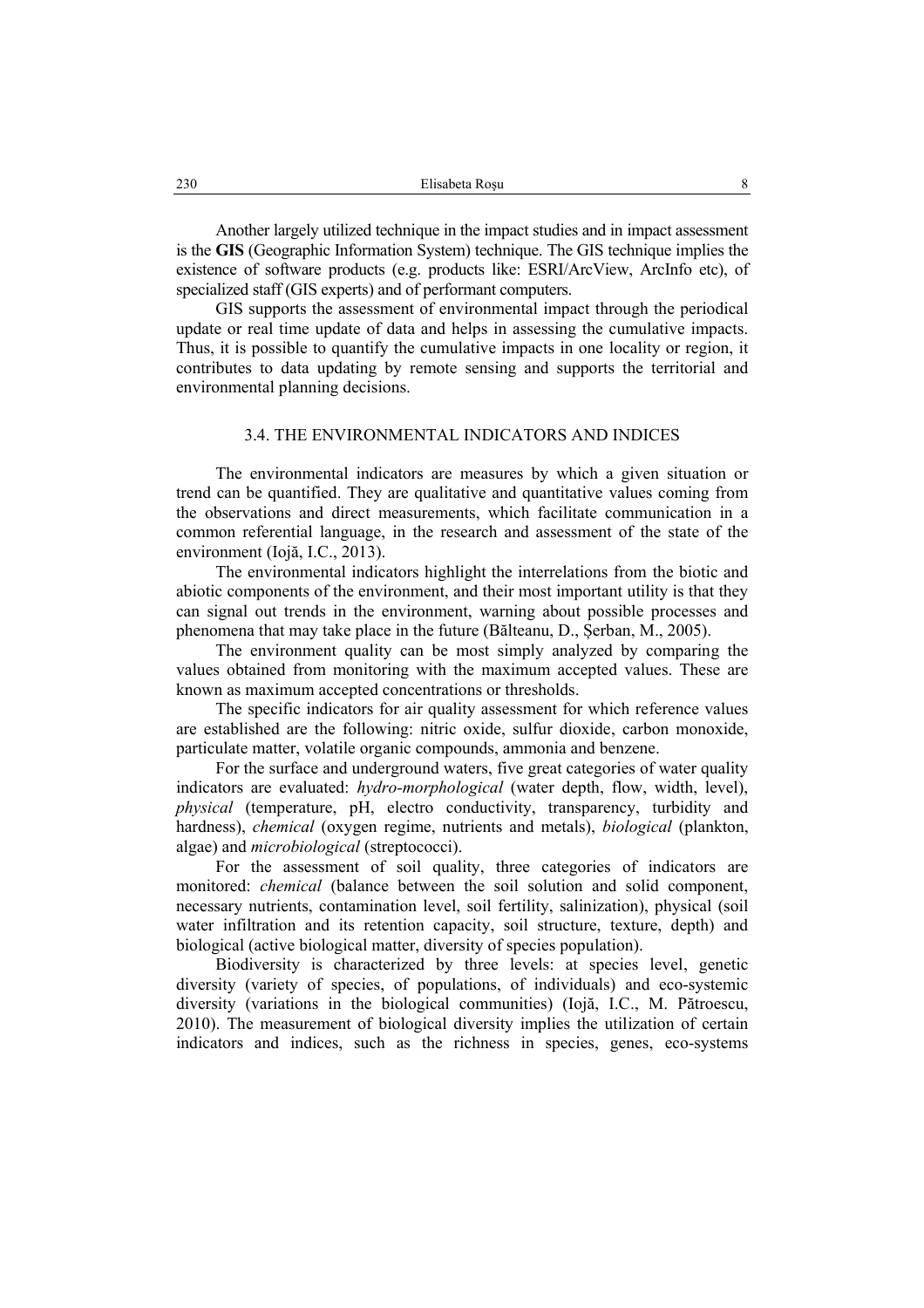Another largely utilized technique in the impact studies and in impact assessment is the **GIS** (Geographic Information System) technique. The GIS technique implies the existence of software products (e.g. products like: ESRI/ArcView, ArcInfo etc), of specialized staff (GIS experts) and of performant computers.

GIS supports the assessment of environmental impact through the periodical update or real time update of data and helps in assessing the cumulative impacts. Thus, it is possible to quantify the cumulative impacts in one locality or region, it contributes to data updating by remote sensing and supports the territorial and environmental planning decisions.

### 3.4. THE ENVIRONMENTAL INDICATORS AND INDICES

The environmental indicators are measures by which a given situation or trend can be quantified. They are qualitative and quantitative values coming from the observations and direct measurements, which facilitate communication in a common referential language, in the research and assessment of the state of the environment (Iojă, I.C., 2013).

The environmental indicators highlight the interrelations from the biotic and abiotic components of the environment, and their most important utility is that they can signal out trends in the environment, warning about possible processes and phenomena that may take place in the future (Bălteanu, D., Şerban, M., 2005).

The environment quality can be most simply analyzed by comparing the values obtained from monitoring with the maximum accepted values. These are known as maximum accepted concentrations or thresholds.

The specific indicators for air quality assessment for which reference values are established are the following: nitric oxide, sulfur dioxide, carbon monoxide, particulate matter, volatile organic compounds, ammonia and benzene.

For the surface and underground waters, five great categories of water quality indicators are evaluated: *hydro-morphological* (water depth, flow, width, level), *physical* (temperature, pH, electro conductivity, transparency, turbidity and hardness), *chemical* (oxygen regime, nutrients and metals), *biological* (plankton, algae) and *microbiological* (streptococci).

For the assessment of soil quality, three categories of indicators are monitored: *chemical* (balance between the soil solution and solid component, necessary nutrients, contamination level, soil fertility, salinization), physical (soil water infiltration and its retention capacity, soil structure, texture, depth) and biological (active biological matter, diversity of species population).

Biodiversity is characterized by three levels: at species level, genetic diversity (variety of species, of populations, of individuals) and eco-systemic diversity (variations in the biological communities) (Iojă, I.C., M. Pătroescu, 2010). The measurement of biological diversity implies the utilization of certain indicators and indices, such as the richness in species, genes, eco-systems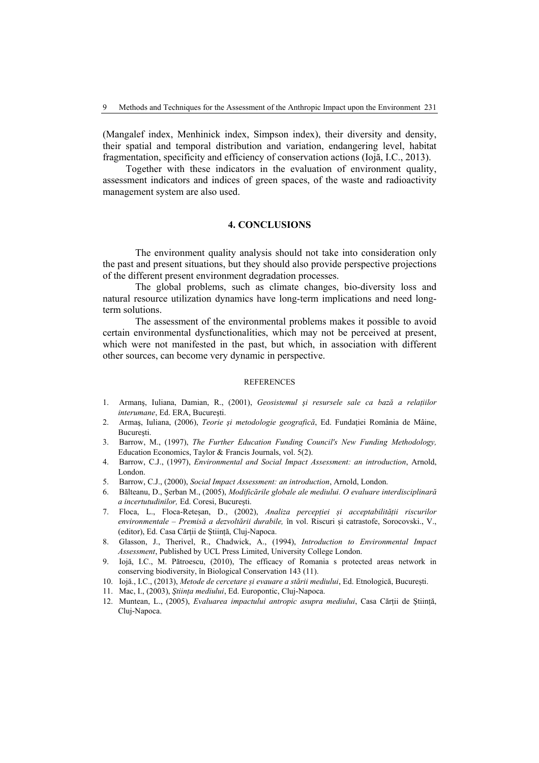(Mangalef index, Menhinick index, Simpson index), their diversity and density, their spatial and temporal distribution and variation, endangering level, habitat fragmentation, specificity and efficiency of conservation actions (Iojă, I.C., 2013).

Together with these indicators in the evaluation of environment quality, assessment indicators and indices of green spaces, of the waste and radioactivity management system are also used.

## 4. CONCLUSIONS

The environment quality analysis should not take into consideration only the past and present situations, but they should also provide perspective projections of the different present environment degradation processes.

The global problems, such as climate changes, bio-diversity loss and natural resource utilization dynamics have long-term implications and need long-term solutions.

The assessment of the environmental problems makes it possible to avoid certain environmental dysfunctionalities, which may not be perceived at present, which were not manifested in the past, but which, in association with different other sources, can become very dynamic in perspective.

### REFERENCES

1. Armanş, Iuliana, Damian, R., (2001), *Geosistemul şi resursele sale ca bază a relaţiilor interumane*, Ed. ERA, Bucureşti.
2. Armaş, Iuliana, (2006), *Teorie şi metodologie geografică*, Ed. Fundaţiei România de Mâine, Bucureşti.
3. Barrow, M., (1997), *The Further Education Funding Council's New Funding Methodology,* Education Economics, Taylor & Francis Journals, vol. 5(2).
4. Barrow, C.J., (1997), *Environmental and Social Impact Assessment: an introduction*, Arnold, London.
5. Barrow, C.J., (2000), *Social Impact Assessment: an introduction*, Arnold, London.
6. Bălteanu, D., Şerban M., (2005), *Modificările globale ale mediului. O evaluare interdisciplinară a incertutudinilor,* Ed. Coresi, Bucureşti.
7. Floca, L., Floca-Reteşan, D., (2002), *Analiza percepţiei şi acceptabilităţii riscurilor environmentale – Premisă a dezvoltării durabile,* în vol. Riscuri și catrastofe, Sorocovski., V., (editor), Ed. Casa Cărţii de Ştiinţă, Cluj-Napoca.
8. Glasson, J., Therivel, R., Chadwick, A., (1994), *Introduction to Environmental Impact Assessment*, Published by UCL Press Limited, University College London.
9. Iojă, I.C., M. Pătroescu, (2010), The efficacy of Romania s protected areas network in conserving biodiversity, în Biological Conservation 143 (11).
10. Iojă., I.C., (2013), *Metode de cercetare şi evauare a stării mediului*, Ed. Etnologică, Bucureşti.
11. Mac, I., (2003), *Ştiinţa mediului*, Ed. Europontic, Cluj-Napoca.
12. Muntean, L., (2005), *Evaluarea impactului antropic asupra mediului*, Casa Cărţii de Ştiinţă, Cluj-Napoca.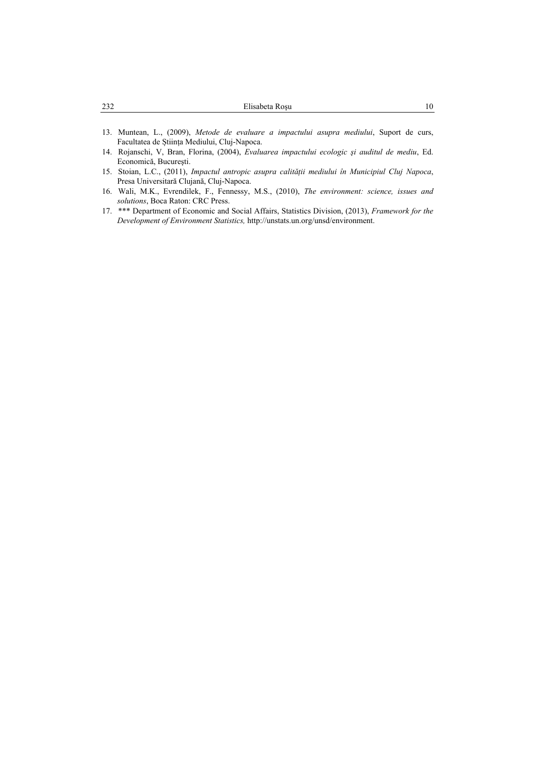13. Muntean, L., (2009), *Metode de evaluare a impactului asupra mediului*, Suport de curs, Facultatea de Știința Mediului, Cluj-Napoca.
14. Rojanschi, V, Bran, Florina, (2004), *Evaluarea impactului ecologic şi auditul de mediu*, Ed. Economică, Bucureşti.
15. Stoian, L.C., (2011), *Impactul antropic asupra calității mediului în Municipiul Cluj Napoca*, Presa Universitară Clujană, Cluj-Napoca.
16. Wali, M.K., Evrendilek, F., Fennessy, M.S., (2010), *The environment: science, issues and solutions*, Boca Raton: CRC Press.
17. *** Department of Economic and Social Affairs, Statistics Division, (2013), *Framework for the Development of Environment Statistics,* http://unstats.un.org/unsd/environment.